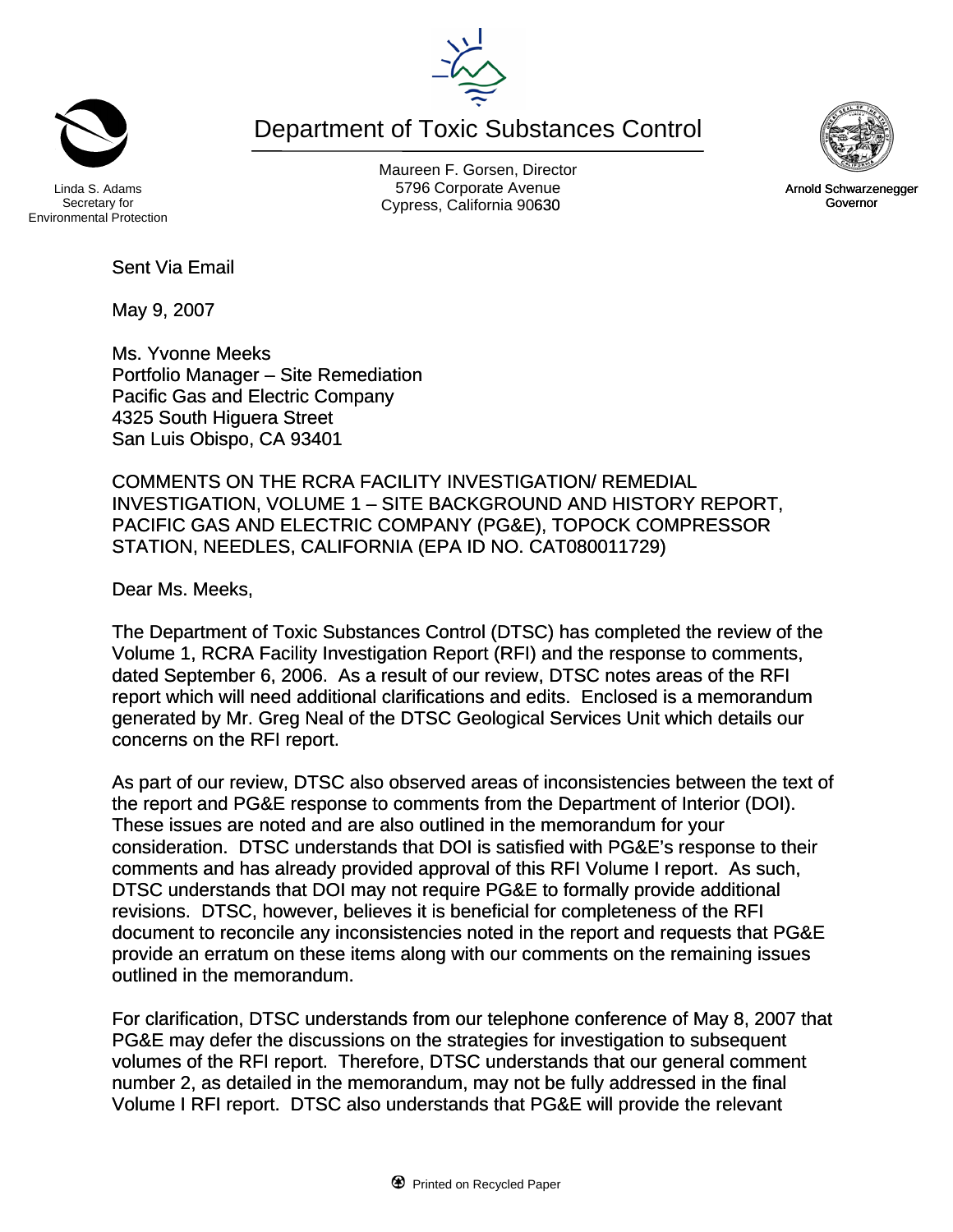Department of Toxic Substances Control

Linda S. Adams
Secretary for
Environmental Protection

Maureen F. Gorsen, Director
5796 Corporate Avenue
Cypress, California 90630

Arnold Schwarzenegger
Governor

Sent Via Email

May 9, 2007

Ms. Yvonne Meeks
Portfolio Manager – Site Remediation
Pacific Gas and Electric Company
4325 South Higuera Street
San Luis Obispo, CA 93401

COMMENTS ON THE RCRA FACILITY INVESTIGATION/ REMEDIAL INVESTIGATION, VOLUME 1 – SITE BACKGROUND AND HISTORY REPORT, PACIFIC GAS AND ELECTRIC COMPANY (PG&E), TOPOCK COMPRESSOR STATION, NEEDLES, CALIFORNIA (EPA ID NO. CAT080011729)

Dear Ms. Meeks,

The Department of Toxic Substances Control (DTSC) has completed the review of the Volume 1, RCRA Facility Investigation Report (RFI) and the response to comments, dated September 6, 2006. As a result of our review, DTSC notes areas of the RFI report which will need additional clarifications and edits. Enclosed is a memorandum generated by Mr. Greg Neal of the DTSC Geological Services Unit which details our concerns on the RFI report.

As part of our review, DTSC also observed areas of inconsistencies between the text of the report and PG&E response to comments from the Department of Interior (DOI). These issues are noted and are also outlined in the memorandum for your consideration. DTSC understands that DOI is satisfied with PG&E's response to their comments and has already provided approval of this RFI Volume I report. As such, DTSC understands that DOI may not require PG&E to formally provide additional revisions. DTSC, however, believes it is beneficial for completeness of the RFI document to reconcile any inconsistencies noted in the report and requests that PG&E provide an erratum on these items along with our comments on the remaining issues outlined in the memorandum.

For clarification, DTSC understands from our telephone conference of May 8, 2007 that PG&E may defer the discussions on the strategies for investigation to subsequent volumes of the RFI report. Therefore, DTSC understands that our general comment number 2, as detailed in the memorandum, may not be fully addressed in the final Volume I RFI report. DTSC also understands that PG&E will provide the relevant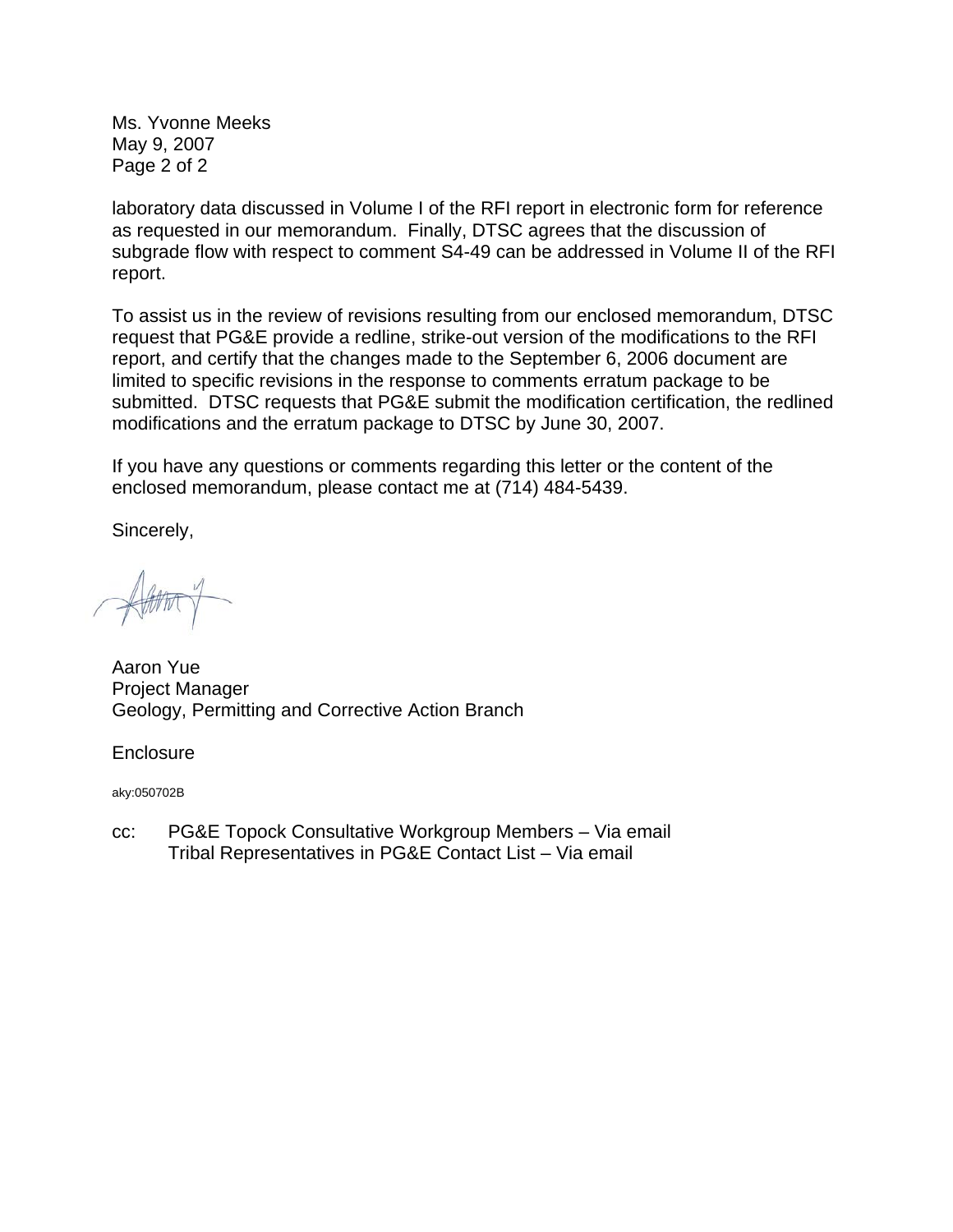laboratory data discussed in Volume I of the RFI report in electronic form for reference as requested in our memorandum. Finally, DTSC agrees that the discussion of subgrade flow with respect to comment S4-49 can be addressed in Volume II of the RFI report.

To assist us in the review of revisions resulting from our enclosed memorandum, DTSC request that PG&E provide a redline, strike-out version of the modifications to the RFI report, and certify that the changes made to the September 6, 2006 document are limited to specific revisions in the response to comments erratum package to be submitted. DTSC requests that PG&E submit the modification certification, the redlined modifications and the erratum package to DTSC by June 30, 2007.

If you have any questions or comments regarding this letter or the content of the enclosed memorandum, please contact me at (714) 484-5439.

Sincerely,

Aaron Yue
Project Manager
Geology, Permitting and Corrective Action Branch

Enclosure

aky:050702B

cc: PG&E Topock Consultative Workgroup Members – Via email
Tribal Representatives in PG&E Contact List – Via email